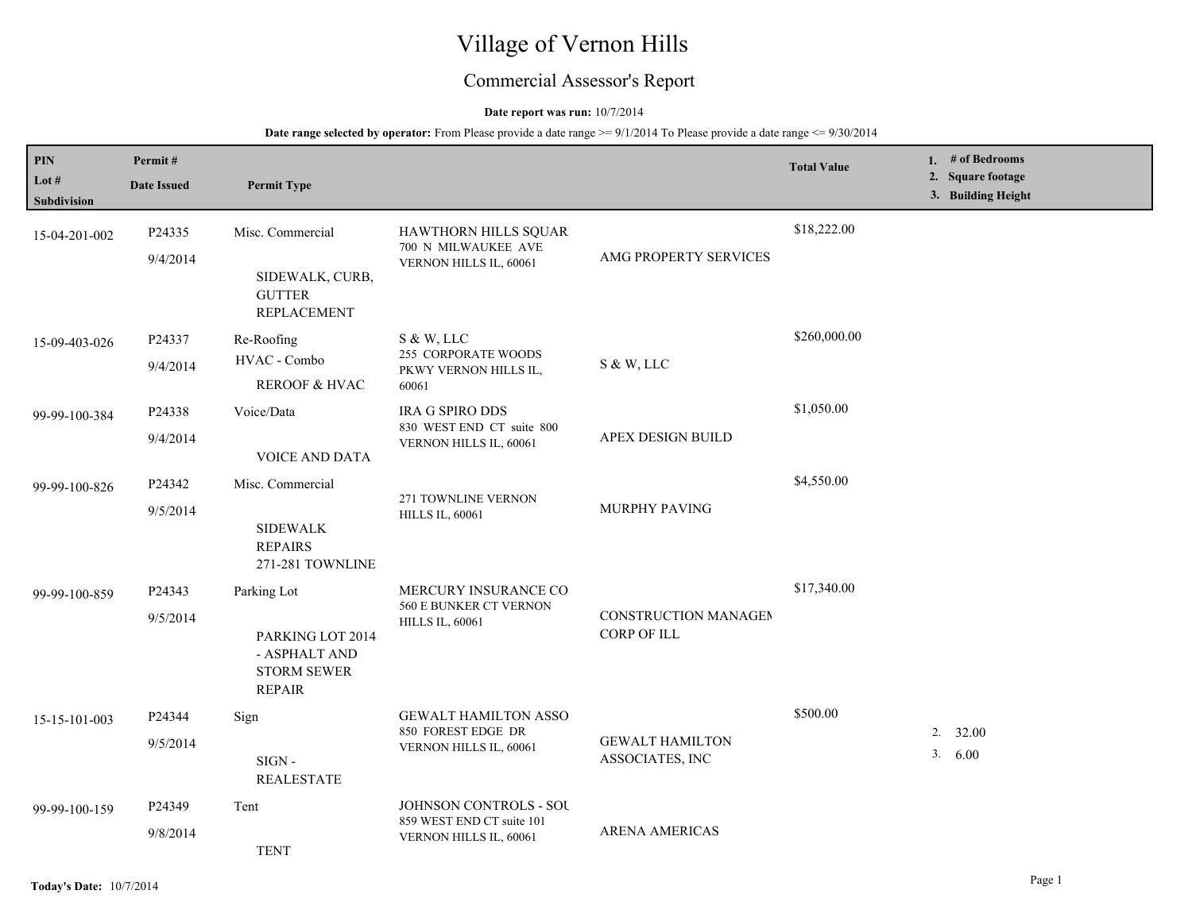# Village of Vernon Hills

## Commercial Assessor's Report

**Date report was run:** 10/7/2014

**Date range selected by operator:** From Please provide a date range >= 9/1/2014 To Please provide a date range <= 9/30/2014

| PIN / Lot # / Subdivision | Permit # / Date Issued | Permit Type | | | Total Value | 1. # of Bedrooms 2. Square footage 3. Building Height |
|---|---|---|---|---|---|---|
| 15-04-201-002 | P24335 9/4/2014 | Misc. Commercial SIDEWALK, CURB, GUTTER REPLACEMENT | HAWTHORN HILLS SQUAR 700 N MILWAUKEE AVE VERNON HILLS IL, 60061 | AMG PROPERTY SERVICES | $18,222.00 | |
| 15-09-403-026 | P24337 9/4/2014 | Re-Roofing HVAC - Combo REROOF & HVAC | S & W, LLC 255 CORPORATE WOODS PKWY VERNON HILLS IL, 60061 | S & W, LLC | $260,000.00 | |
| 99-99-100-384 | P24338 9/4/2014 | Voice/Data VOICE AND DATA | IRA G SPIRO DDS 830 WEST END CT suite 800 VERNON HILLS IL, 60061 | APEX DESIGN BUILD | $1,050.00 | |
| 99-99-100-826 | P24342 9/5/2014 | Misc. Commercial SIDEWALK REPAIRS 271-281 TOWNLINE | 271 TOWNLINE VERNON HILLS IL, 60061 | MURPHY PAVING | $4,550.00 | |
| 99-99-100-859 | P24343 9/5/2014 | Parking Lot PARKING LOT 2014 - ASPHALT AND STORM SEWER REPAIR | MERCURY INSURANCE CO 560 E BUNKER CT VERNON HILLS IL, 60061 | CONSTRUCTION MANAGEM CORP OF ILL | $17,340.00 | |
| 15-15-101-003 | P24344 9/5/2014 | Sign SIGN - REALESTATE | GEWALT HAMILTON ASSO 850 FOREST EDGE DR VERNON HILLS IL, 60061 | GEWALT HAMILTON ASSOCIATES, INC | $500.00 | 2. 32.00 3. 6.00 |
| 99-99-100-159 | P24349 9/8/2014 | Tent TENT | JOHNSON CONTROLS - SOU 859 WEST END CT suite 101 VERNON HILLS IL, 60061 | ARENA AMERICAS | | |

**Today's Date:** 10/7/2014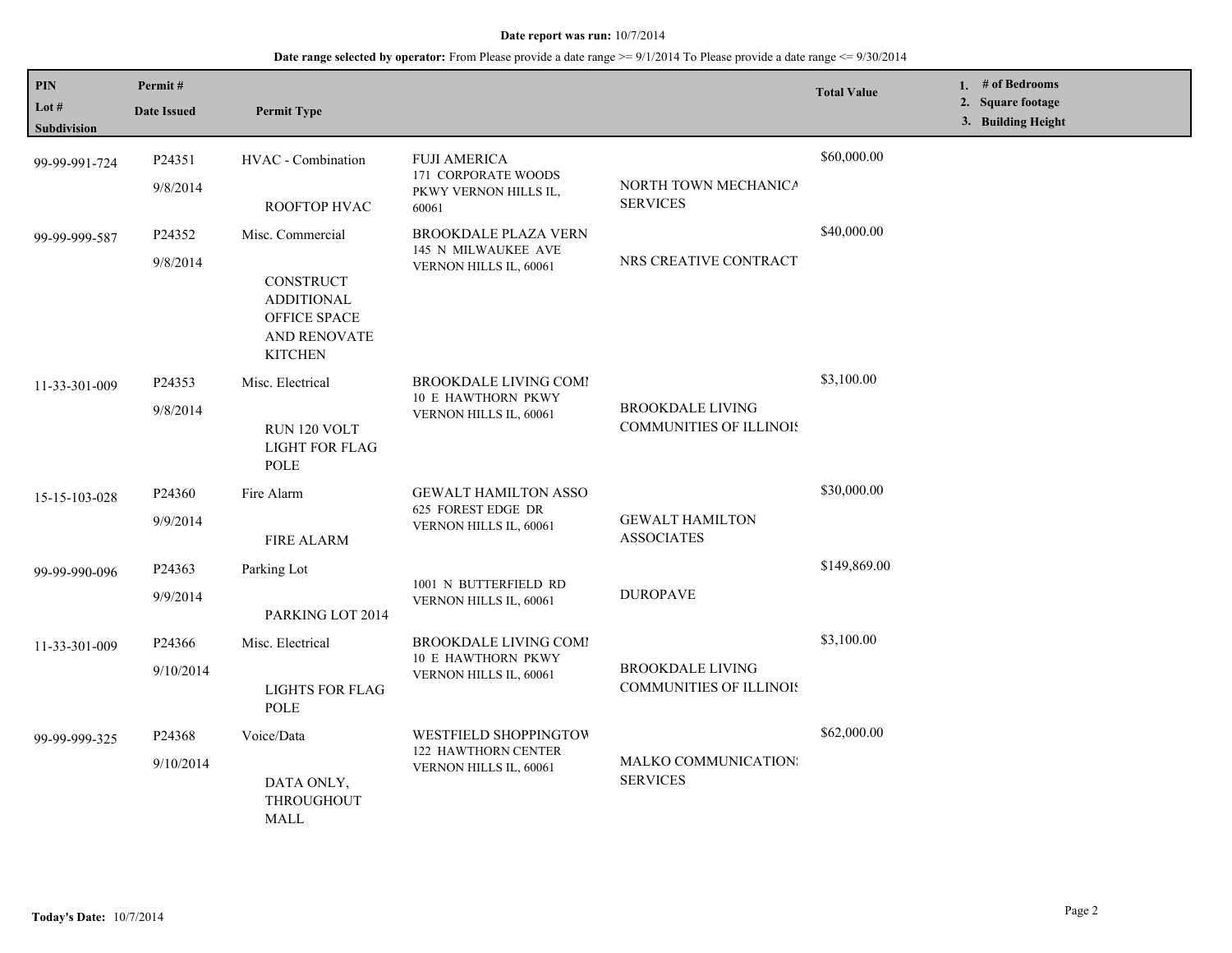**Date report was run:** 10/7/2014

**Date range selected by operator:** From Please provide a date range >= 9/1/2014 To Please provide a date range <= 9/30/2014

| PIN / Lot # / Subdivision | Permit # / Date Issued | Permit Type | | | Total Value | 1. # of Bedrooms 2. Square footage 3. Building Height |
|---|---|---|---|---|---|---|
| 99-99-991-724 | P24351 9/8/2014 | HVAC - Combination ROOFTOP HVAC | FUJI AMERICA 171 CORPORATE WOODS PKWY VERNON HILLS IL, 60061 | NORTH TOWN MECHANICA SERVICES | $60,000.00 | |
| 99-99-999-587 | P24352 9/8/2014 | Misc. Commercial CONSTRUCT ADDITIONAL OFFICE SPACE AND RENOVATE KITCHEN | BROOKDALE PLAZA VERN 145 N MILWAUKEE AVE VERNON HILLS IL, 60061 | NRS CREATIVE CONTRACT | $40,000.00 | |
| 11-33-301-009 | P24353 9/8/2014 | Misc. Electrical RUN 120 VOLT LIGHT FOR FLAG POLE | BROOKDALE LIVING COMI 10 E HAWTHORN PKWY VERNON HILLS IL, 60061 | BROOKDALE LIVING COMMUNITIES OF ILLINOIS | $3,100.00 | |
| 15-15-103-028 | P24360 9/9/2014 | Fire Alarm FIRE ALARM | GEWALT HAMILTON ASSO 625 FOREST EDGE DR VERNON HILLS IL, 60061 | GEWALT HAMILTON ASSOCIATES | $30,000.00 | |
| 99-99-990-096 | P24363 9/9/2014 | Parking Lot PARKING LOT 2014 | 1001 N BUTTERFIELD RD VERNON HILLS IL, 60061 | DUROPAVE | $149,869.00 | |
| 11-33-301-009 | P24366 9/10/2014 | Misc. Electrical LIGHTS FOR FLAG POLE | BROOKDALE LIVING COMI 10 E HAWTHORN PKWY VERNON HILLS IL, 60061 | BROOKDALE LIVING COMMUNITIES OF ILLINOIS | $3,100.00 | |
| 99-99-999-325 | P24368 9/10/2014 | Voice/Data DATA ONLY, THROUGHOUT MALL | WESTFIELD SHOPPINGTOW 122 HAWTHORN CENTER VERNON HILLS IL, 60061 | MALKO COMMUNICATIONS SERVICES | $62,000.00 | |

**Today's Date:** 10/7/2014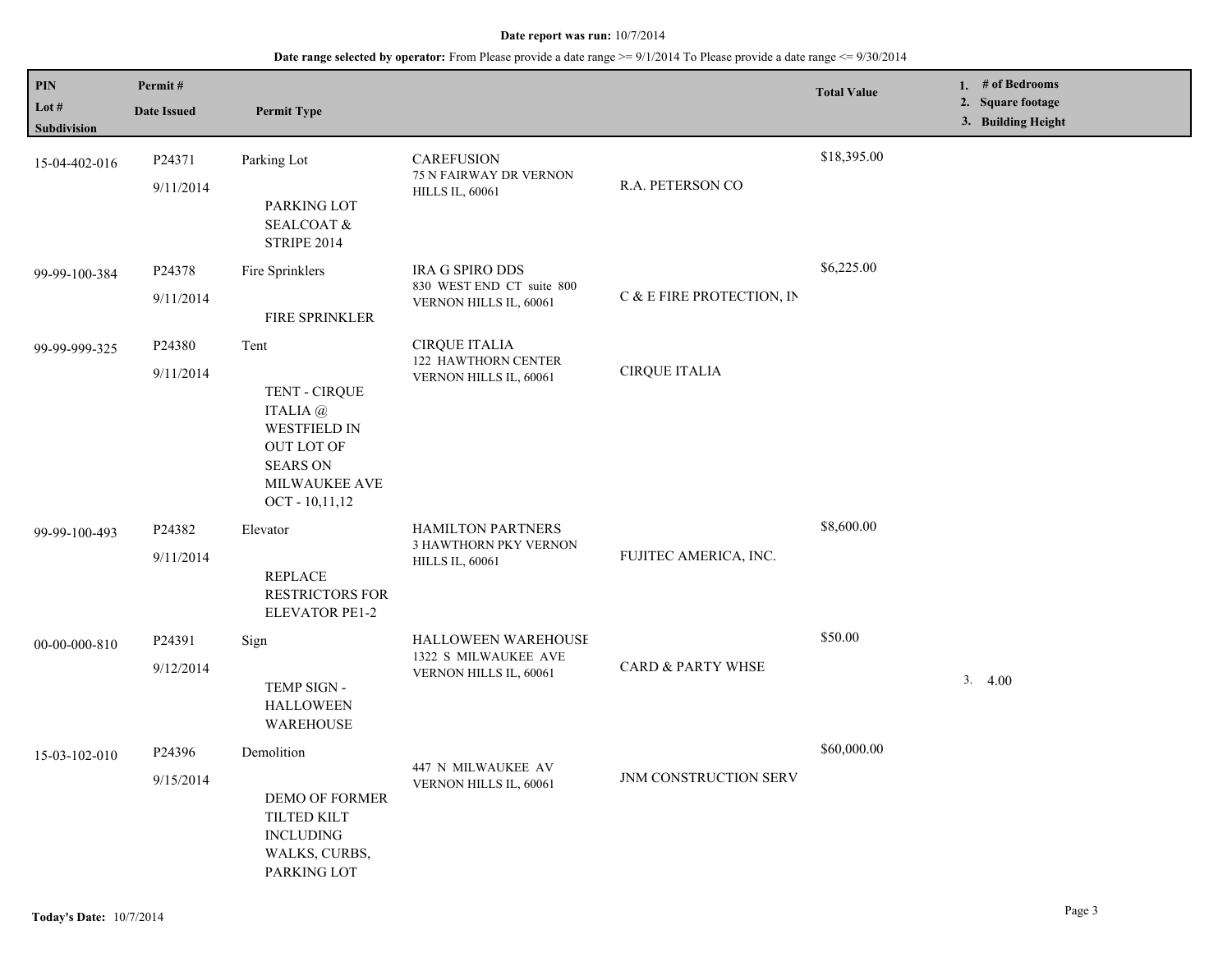**Date report was run:** 10/7/2014

**Date range selected by operator:** From Please provide a date range >= 9/1/2014 To Please provide a date range <= 9/30/2014

| PIN / Lot # / Subdivision | Permit # / Date Issued | Permit Type | | | Total Value | 1. # of Bedrooms 2. Square footage 3. Building Height |
|---|---|---|---|---|---|---|
| 15-04-402-016 | P24371 9/11/2014 | Parking Lot PARKING LOT SEALCOAT & STRIPE 2014 | CAREFUSION 75 N FAIRWAY DR VERNON HILLS IL, 60061 | R.A. PETERSON CO | $18,395.00 | |
| 99-99-100-384 | P24378 9/11/2014 | Fire Sprinklers FIRE SPRINKLER | IRA G SPIRO DDS 830 WEST END CT suite 800 VERNON HILLS IL, 60061 | C & E FIRE PROTECTION, IN | $6,225.00 | |
| 99-99-999-325 | P24380 9/11/2014 | Tent TENT - CIRQUE ITALIA @ WESTFIELD IN OUT LOT OF SEARS ON MILWAUKEE AVE OCT - 10,11,12 | CIRQUE ITALIA 122 HAWTHORN CENTER VERNON HILLS IL, 60061 | CIRQUE ITALIA | | |
| 99-99-100-493 | P24382 9/11/2014 | Elevator REPLACE RESTRICTORS FOR ELEVATOR PE1-2 | HAMILTON PARTNERS 3 HAWTHORN PKY VERNON HILLS IL, 60061 | FUJITEC AMERICA, INC. | $8,600.00 | |
| 00-00-000-810 | P24391 9/12/2014 | Sign TEMP SIGN - HALLOWEEN WAREHOUSE | HALLOWEEN WAREHOUSE 1322 S MILWAUKEE AVE VERNON HILLS IL, 60061 | CARD & PARTY WHSE | $50.00 | 3. 4.00 |
| 15-03-102-010 | P24396 9/15/2014 | Demolition DEMO OF FORMER TILTED KILT INCLUDING WALKS, CURBS, PARKING LOT | 447 N MILWAUKEE AV VERNON HILLS IL, 60061 | JNM CONSTRUCTION SERV | $60,000.00 | |

**Today's Date:** 10/7/2014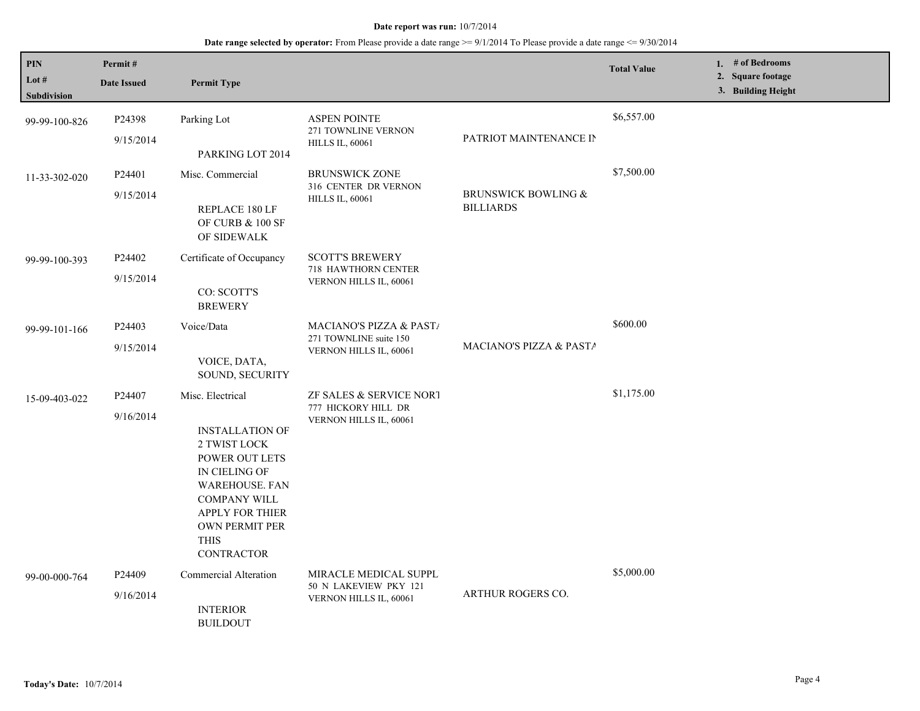**Date report was run:** 10/7/2014

**Date range selected by operator:** From Please provide a date range >= 9/1/2014 To Please provide a date range <= 9/30/2014

| PIN<br>Lot #<br>Subdivision | Permit #<br>Date Issued | Permit Type | | | Total Value | 1. # of Bedrooms<br>2. Square footage<br>3. Building Height |
|---|---|---|---|---|---|---|
| 99-99-100-826 | P24398<br>9/15/2014 | Parking Lot<br>PARKING LOT 2014 | ASPEN POINTE<br>271 TOWNLINE VERNON HILLS IL, 60061 | PATRIOT MAINTENANCE IN | $6,557.00 | |
| 11-33-302-020 | P24401<br>9/15/2014 | Misc. Commercial<br>REPLACE 180 LF OF CURB & 100 SF OF SIDEWALK | BRUNSWICK ZONE<br>316 CENTER DR VERNON HILLS IL, 60061 | BRUNSWICK BOWLING & BILLIARDS | $7,500.00 | |
| 99-99-100-393 | P24402<br>9/15/2014 | Certificate of Occupancy<br>CO: SCOTT'S BREWERY | SCOTT'S BREWERY<br>718 HAWTHORN CENTER VERNON HILLS IL, 60061 | | | |
| 99-99-101-166 | P24403<br>9/15/2014 | Voice/Data<br>VOICE, DATA, SOUND, SECURITY | MACIANO'S PIZZA & PASTA<br>271 TOWNLINE suite 150 VERNON HILLS IL, 60061 | MACIANO'S PIZZA & PASTA | $600.00 | |
| 15-09-403-022 | P24407<br>9/16/2014 | Misc. Electrical<br>INSTALLATION OF 2 TWIST LOCK POWER OUT LETS IN CIELING OF WAREHOUSE. FAN COMPANY WILL APPLY FOR THIER OWN PERMIT PER THIS CONTRACTOR | ZF SALES & SERVICE NORT<br>777 HICKORY HILL DR VERNON HILLS IL, 60061 | | $1,175.00 | |
| 99-00-000-764 | P24409<br>9/16/2014 | Commercial Alteration<br>INTERIOR BUILDOUT | MIRACLE MEDICAL SUPPL<br>50 N LAKEVIEW PKY 121 VERNON HILLS IL, 60061 | ARTHUR ROGERS CO. | $5,000.00 | |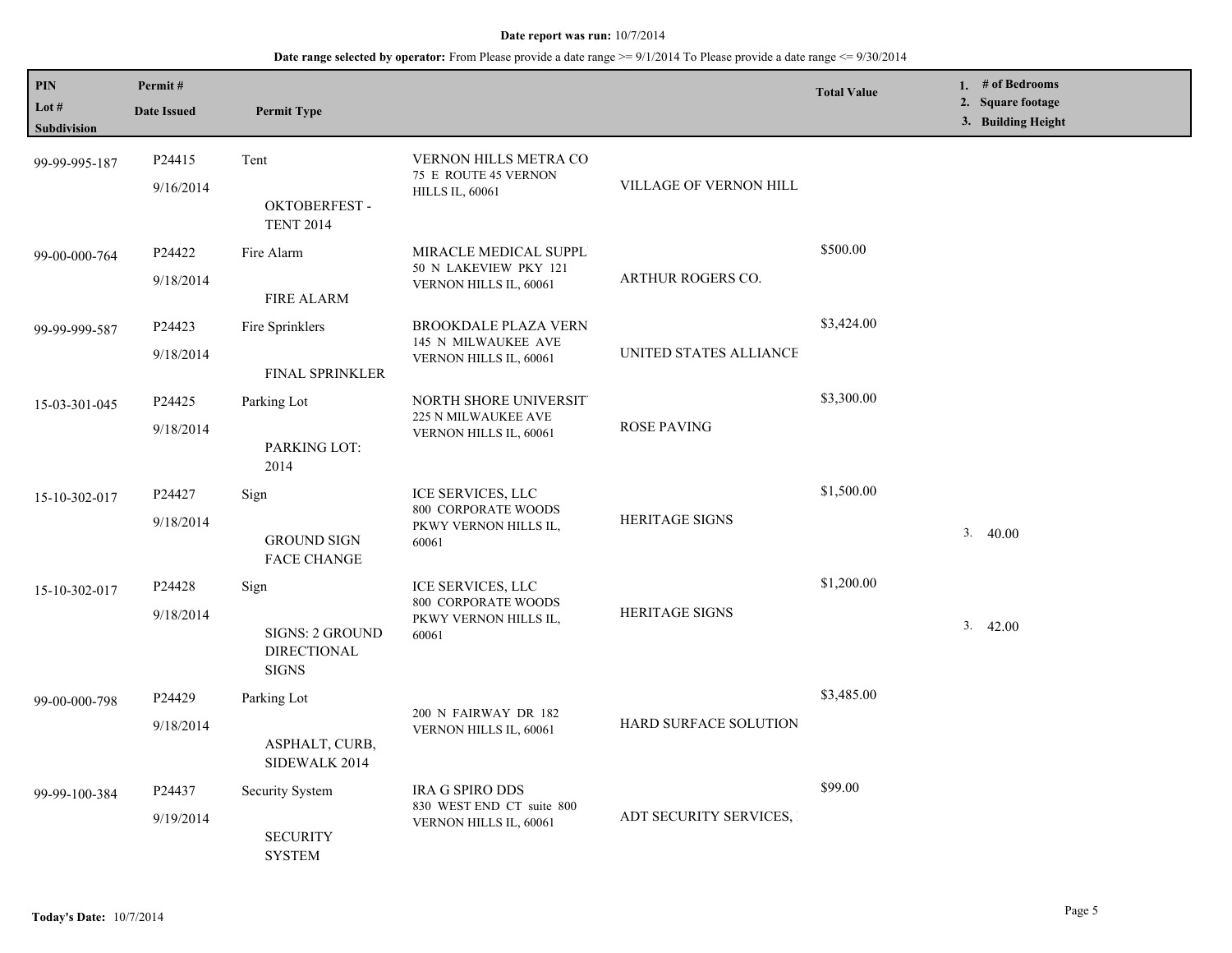**Date report was run:** 10/7/2014

**Date range selected by operator:** From Please provide a date range >= 9/1/2014 To Please provide a date range <= 9/30/2014

| PIN<br>Lot #<br>Subdivision | Permit #<br>Date Issued | Permit Type | | | Total Value | 1. # of Bedrooms<br>2. Square footage<br>3. Building Height |
|---|---|---|---|---|---|---|
| 99-99-995-187 | P24415<br>9/16/2014 | Tent<br>OKTOBERFEST - TENT 2014 | VERNON HILLS METRA CO<br>75 E ROUTE 45 VERNON HILLS IL, 60061 | VILLAGE OF VERNON HILL | | |
| 99-00-000-764 | P24422<br>9/18/2014 | Fire Alarm<br>FIRE ALARM | MIRACLE MEDICAL SUPPL<br>50 N LAKEVIEW PKY 121 VERNON HILLS IL, 60061 | ARTHUR ROGERS CO. | $500.00 | |
| 99-99-999-587 | P24423<br>9/18/2014 | Fire Sprinklers<br>FINAL SPRINKLER | BROOKDALE PLAZA VERN<br>145 N MILWAUKEE AVE VERNON HILLS IL, 60061 | UNITED STATES ALLIANCE | $3,424.00 | |
| 15-03-301-045 | P24425<br>9/18/2014 | Parking Lot<br>PARKING LOT: 2014 | NORTH SHORE UNIVERSIT<br>225 N MILWAUKEE AVE VERNON HILLS IL, 60061 | ROSE PAVING | $3,300.00 | |
| 15-10-302-017 | P24427<br>9/18/2014 | Sign<br>GROUND SIGN FACE CHANGE | ICE SERVICES, LLC<br>800 CORPORATE WOODS PKWY VERNON HILLS IL, 60061 | HERITAGE SIGNS | $1,500.00 | 3. 40.00 |
| 15-10-302-017 | P24428<br>9/18/2014 | Sign<br>SIGNS: 2 GROUND DIRECTIONAL SIGNS | ICE SERVICES, LLC<br>800 CORPORATE WOODS PKWY VERNON HILLS IL, 60061 | HERITAGE SIGNS | $1,200.00 | 3. 42.00 |
| 99-00-000-798 | P24429<br>9/18/2014 | Parking Lot<br>ASPHALT, CURB, SIDEWALK 2014 | 200 N FAIRWAY DR 182 VERNON HILLS IL, 60061 | HARD SURFACE SOLUTION | $3,485.00 | |
| 99-99-100-384 | P24437<br>9/19/2014 | Security System<br>SECURITY SYSTEM | IRA G SPIRO DDS<br>830 WEST END CT suite 800 VERNON HILLS IL, 60061 | ADT SECURITY SERVICES, | $99.00 | |

**Today's Date:** 10/7/2014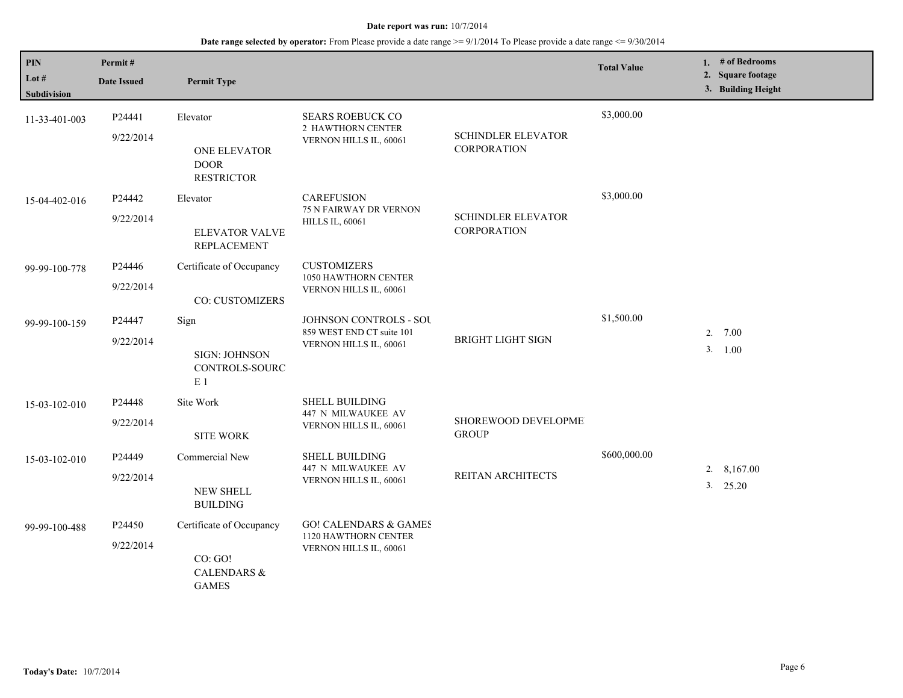**Date report was run:** 10/7/2014

**Date range selected by operator:** From Please provide a date range >= 9/1/2014 To Please provide a date range <= 9/30/2014

| PIN<br>Lot #<br>Subdivision | Permit #<br>Date Issued | Permit Type | | | Total Value | 1. # of Bedrooms<br>2. Square footage<br>3. Building Height |
|---|---|---|---|---|---|---|
| 11-33-401-003 | P24441<br>9/22/2014 | Elevator<br>ONE ELEVATOR DOOR RESTRICTOR | SEARS ROEBUCK CO<br>2 HAWTHORN CENTER<br>VERNON HILLS IL, 60061 | SCHINDLER ELEVATOR CORPORATION | $3,000.00 | |
| 15-04-402-016 | P24442<br>9/22/2014 | Elevator<br>ELEVATOR VALVE REPLACEMENT | CAREFUSION<br>75 N FAIRWAY DR VERNON HILLS IL, 60061 | SCHINDLER ELEVATOR CORPORATION | $3,000.00 | |
| 99-99-100-778 | P24446<br>9/22/2014 | Certificate of Occupancy<br>CO: CUSTOMIZERS | CUSTOMIZERS<br>1050 HAWTHORN CENTER<br>VERNON HILLS IL, 60061 | | | |
| 99-99-100-159 | P24447<br>9/22/2014 | Sign<br>SIGN: JOHNSON CONTROLS-SOURC E 1 | JOHNSON CONTROLS - SOU<br>859 WEST END CT suite 101<br>VERNON HILLS IL, 60061 | BRIGHT LIGHT SIGN | $1,500.00 | 2. 7.00<br>3. 1.00 |
| 15-03-102-010 | P24448<br>9/22/2014 | Site Work<br>SITE WORK | SHELL BUILDING<br>447 N MILWAUKEE AV<br>VERNON HILLS IL, 60061 | SHOREWOOD DEVELOPME GROUP | | |
| 15-03-102-010 | P24449<br>9/22/2014 | Commercial New<br>NEW SHELL BUILDING | SHELL BUILDING<br>447 N MILWAUKEE AV<br>VERNON HILLS IL, 60061 | REITAN ARCHITECTS | $600,000.00 | 2. 8,167.00<br>3. 25.20 |
| 99-99-100-488 | P24450<br>9/22/2014 | Certificate of Occupancy<br>CO: GO! CALENDARS & GAMES | GO! CALENDARS & GAMES<br>1120 HAWTHORN CENTER<br>VERNON HILLS IL, 60061 | | | |

**Today's Date:** 10/7/2014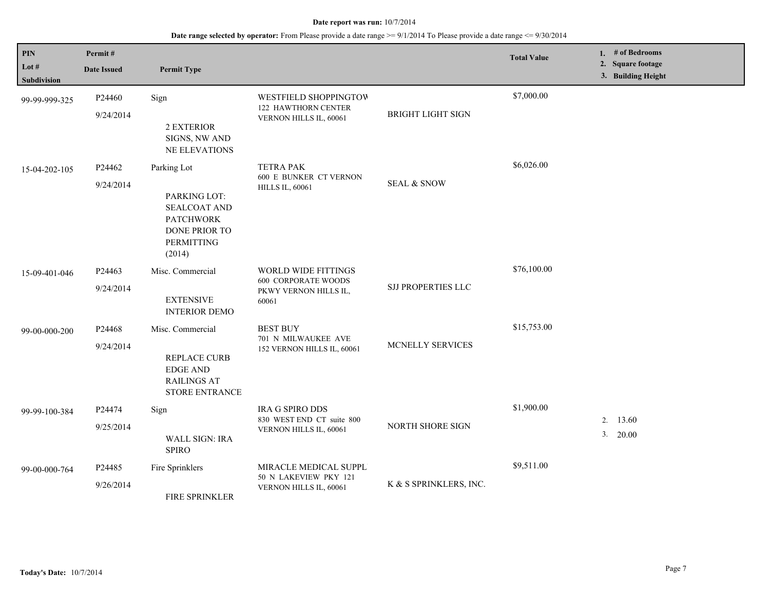**Date report was run:** 10/7/2014

**Date range selected by operator:** From Please provide a date range >= 9/1/2014 To Please provide a date range <= 9/30/2014

| PIN / Lot # / Subdivision | Permit # / Date Issued | Permit Type | | | Total Value | 1. # of Bedrooms 2. Square footage 3. Building Height |
|---|---|---|---|---|---|---|
| 99-99-999-325 | P24460 9/24/2014 | Sign 2 EXTERIOR SIGNS, NW AND NE ELEVATIONS | WESTFIELD SHOPPINGTOW 122 HAWTHORN CENTER VERNON HILLS IL, 60061 | BRIGHT LIGHT SIGN | $7,000.00 | |
| 15-04-202-105 | P24462 9/24/2014 | Parking Lot PARKING LOT: SEALCOAT AND PATCHWORK DONE PRIOR TO PERMITTING (2014) | TETRA PAK 600 E BUNKER CT VERNON HILLS IL, 60061 | SEAL & SNOW | $6,026.00 | |
| 15-09-401-046 | P24463 9/24/2014 | Misc. Commercial EXTENSIVE INTERIOR DEMO | WORLD WIDE FITTINGS 600 CORPORATE WOODS PKWY VERNON HILLS IL, 60061 | SJJ PROPERTIES LLC | $76,100.00 | |
| 99-00-000-200 | P24468 9/24/2014 | Misc. Commercial REPLACE CURB EDGE AND RAILINGS AT STORE ENTRANCE | BEST BUY 701 N MILWAUKEE AVE 152 VERNON HILLS IL, 60061 | MCNELLY SERVICES | $15,753.00 | |
| 99-99-100-384 | P24474 9/25/2014 | Sign WALL SIGN: IRA SPIRO | IRA G SPIRO DDS 830 WEST END CT suite 800 VERNON HILLS IL, 60061 | NORTH SHORE SIGN | $1,900.00 | 2. 13.60 3. 20.00 |
| 99-00-000-764 | P24485 9/26/2014 | Fire Sprinklers FIRE SPRINKLER | MIRACLE MEDICAL SUPPL 50 N LAKEVIEW PKY 121 VERNON HILLS IL, 60061 | K & S SPRINKLERS, INC. | $9,511.00 | |

**Today's Date:** 10/7/2014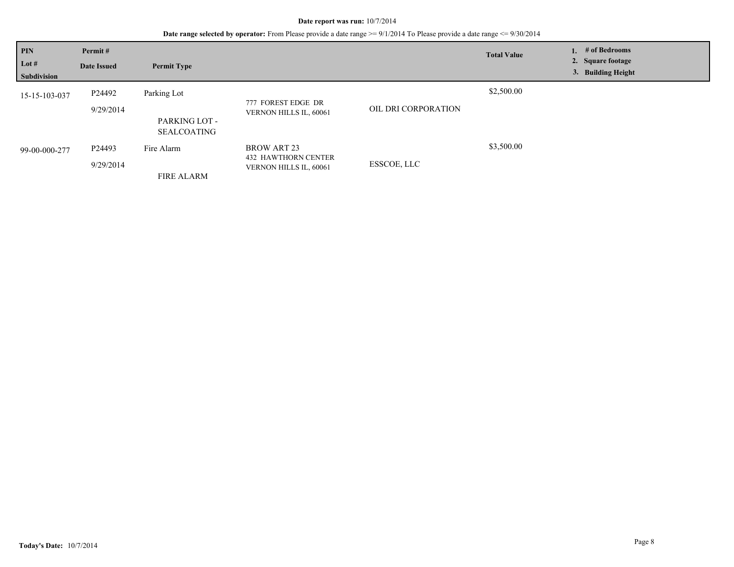**Date report was run:** 10/7/2014

**Date range selected by operator:** From Please provide a date range >= 9/1/2014 To Please provide a date range <= 9/30/2014

| PIN<br>Lot #<br>Subdivision | Permit #<br>Date Issued | Permit Type | | | Total Value | 1. # of Bedrooms<br>2. Square footage<br>3. Building Height |
|---|---|---|---|---|---|---|
| 15-15-103-037 | P24492<br>9/29/2014 | Parking Lot<br>PARKING LOT - SEALCOATING | 777 FOREST EDGE DR<br>VERNON HILLS IL, 60061 | OIL DRI CORPORATION | $2,500.00 | |
| 99-00-000-277 | P24493<br>9/29/2014 | Fire Alarm<br>FIRE ALARM | BROW ART 23<br>432 HAWTHORN CENTER<br>VERNON HILLS IL, 60061 | ESSCOE, LLC | $3,500.00 | |

**Today's Date:** 10/7/2014